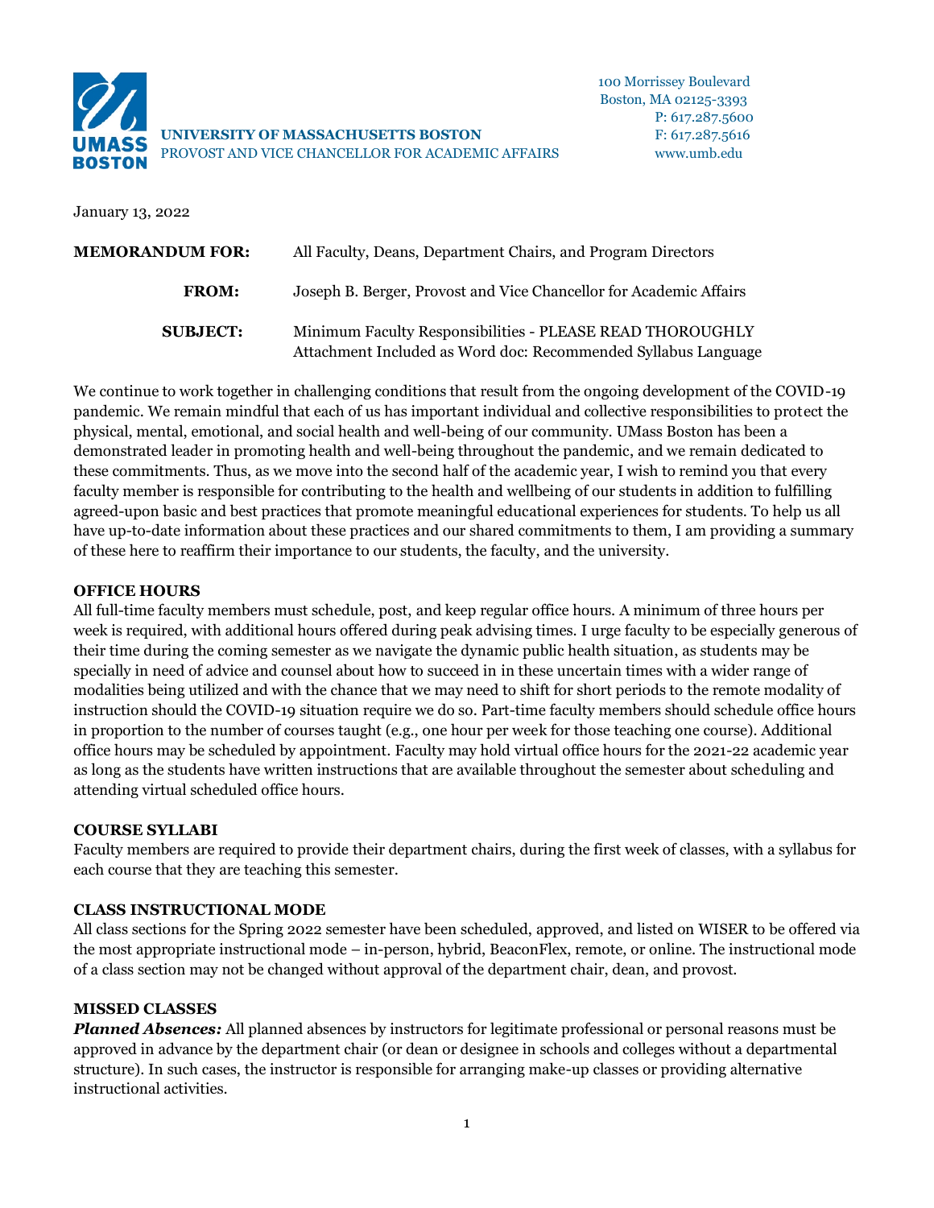**UNIVERSITY OF MASSACHUSETTS BOSTON**
PROVOST AND VICE CHANCELLOR FOR ACADEMIC AFFAIRS

100 Morrissey Boulevard
Boston, MA 02125-3393
P: 617.287.5600
F: 617.287.5616
www.umb.edu

January 13, 2022

**MEMORANDUM FOR:** All Faculty, Deans, Department Chairs, and Program Directors

**FROM:** Joseph B. Berger, Provost and Vice Chancellor for Academic Affairs

**SUBJECT:** Minimum Faculty Responsibilities - PLEASE READ THOROUGHLY
Attachment Included as Word doc: Recommended Syllabus Language

We continue to work together in challenging conditions that result from the ongoing development of the COVID-19 pandemic. We remain mindful that each of us has important individual and collective responsibilities to protect the physical, mental, emotional, and social health and well-being of our community. UMass Boston has been a demonstrated leader in promoting health and well-being throughout the pandemic, and we remain dedicated to these commitments. Thus, as we move into the second half of the academic year, I wish to remind you that every faculty member is responsible for contributing to the health and wellbeing of our students in addition to fulfilling agreed-upon basic and best practices that promote meaningful educational experiences for students. To help us all have up-to-date information about these practices and our shared commitments to them, I am providing a summary of these here to reaffirm their importance to our students, the faculty, and the university.

## OFFICE HOURS

All full-time faculty members must schedule, post, and keep regular office hours. A minimum of three hours per week is required, with additional hours offered during peak advising times. I urge faculty to be especially generous of their time during the coming semester as we navigate the dynamic public health situation, as students may be specially in need of advice and counsel about how to succeed in in these uncertain times with a wider range of modalities being utilized and with the chance that we may need to shift for short periods to the remote modality of instruction should the COVID-19 situation require we do so. Part-time faculty members should schedule office hours in proportion to the number of courses taught (e.g., one hour per week for those teaching one course). Additional office hours may be scheduled by appointment. Faculty may hold virtual office hours for the 2021-22 academic year as long as the students have written instructions that are available throughout the semester about scheduling and attending virtual scheduled office hours.

## COURSE SYLLABI

Faculty members are required to provide their department chairs, during the first week of classes, with a syllabus for each course that they are teaching this semester.

## CLASS INSTRUCTIONAL MODE

All class sections for the Spring 2022 semester have been scheduled, approved, and listed on WISER to be offered via the most appropriate instructional mode – in-person, hybrid, BeaconFlex, remote, or online. The instructional mode of a class section may not be changed without approval of the department chair, dean, and provost.

## MISSED CLASSES

***Planned Absences:*** All planned absences by instructors for legitimate professional or personal reasons must be approved in advance by the department chair (or dean or designee in schools and colleges without a departmental structure). In such cases, the instructor is responsible for arranging make-up classes or providing alternative instructional activities.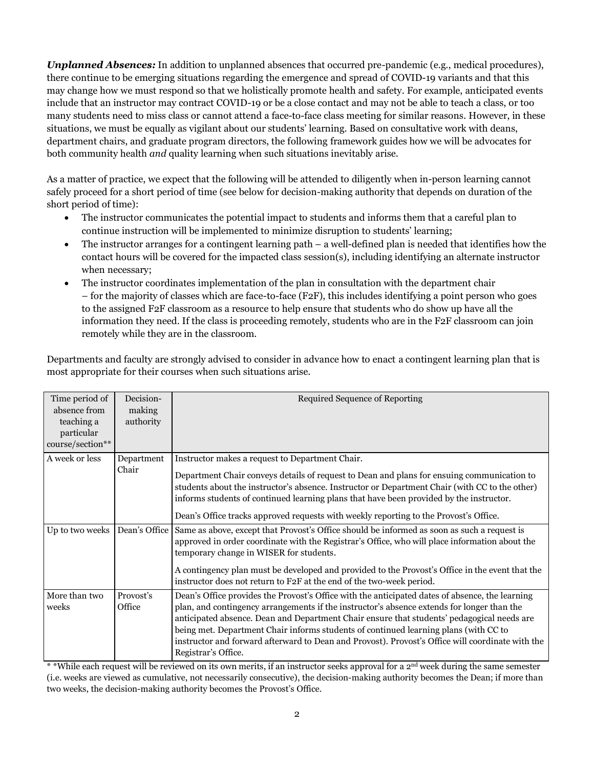***Unplanned Absences:*** In addition to unplanned absences that occurred pre-pandemic (e.g., medical procedures), there continue to be emerging situations regarding the emergence and spread of COVID-19 variants and that this may change how we must respond so that we holistically promote health and safety. For example, anticipated events include that an instructor may contract COVID-19 or be a close contact and may not be able to teach a class, or too many students need to miss class or cannot attend a face-to-face class meeting for similar reasons. However, in these situations, we must be equally as vigilant about our students' learning. Based on consultative work with deans, department chairs, and graduate program directors, the following framework guides how we will be advocates for both community health *and* quality learning when such situations inevitably arise.

As a matter of practice, we expect that the following will be attended to diligently when in-person learning cannot safely proceed for a short period of time (see below for decision-making authority that depends on duration of the short period of time):

- The instructor communicates the potential impact to students and informs them that a careful plan to continue instruction will be implemented to minimize disruption to students' learning;
- The instructor arranges for a contingent learning path – a well-defined plan is needed that identifies how the contact hours will be covered for the impacted class session(s), including identifying an alternate instructor when necessary;
- The instructor coordinates implementation of the plan in consultation with the department chair – for the majority of classes which are face-to-face (F2F), this includes identifying a point person who goes to the assigned F2F classroom as a resource to help ensure that students who do show up have all the information they need. If the class is proceeding remotely, students who are in the F2F classroom can join remotely while they are in the classroom.

Departments and faculty are strongly advised to consider in advance how to enact a contingent learning plan that is most appropriate for their courses when such situations arise.

| Time period of absence from teaching a particular course/section** | Decision-making authority | Required Sequence of Reporting |
|---|---|---|
| A week or less | Department Chair | Instructor makes a request to Department Chair.<br><br>Department Chair conveys details of request to Dean and plans for ensuing communication to students about the instructor's absence. Instructor or Department Chair (with CC to the other) informs students of continued learning plans that have been provided by the instructor.<br><br>Dean's Office tracks approved requests with weekly reporting to the Provost's Office. |
| Up to two weeks | Dean's Office | Same as above, except that Provost's Office should be informed as soon as such a request is approved in order coordinate with the Registrar's Office, who will place information about the temporary change in WISER for students.<br><br>A contingency plan must be developed and provided to the Provost's Office in the event that the instructor does not return to F2F at the end of the two-week period. |
| More than two weeks | Provost's Office | Dean's Office provides the Provost's Office with the anticipated dates of absence, the learning plan, and contingency arrangements if the instructor's absence extends for longer than the anticipated absence. Dean and Department Chair ensure that students' pedagogical needs are being met. Department Chair informs students of continued learning plans (with CC to instructor and forward afterward to Dean and Provost). Provost's Office will coordinate with the Registrar's Office. |

\* *While each request will be reviewed on its own merits, if an instructor seeks approval for a 2nd week during the same semester (i.e. weeks are viewed as cumulative, not necessarily consecutive), the decision-making authority becomes the Dean; if more than two weeks, the decision-making authority becomes the Provost's Office.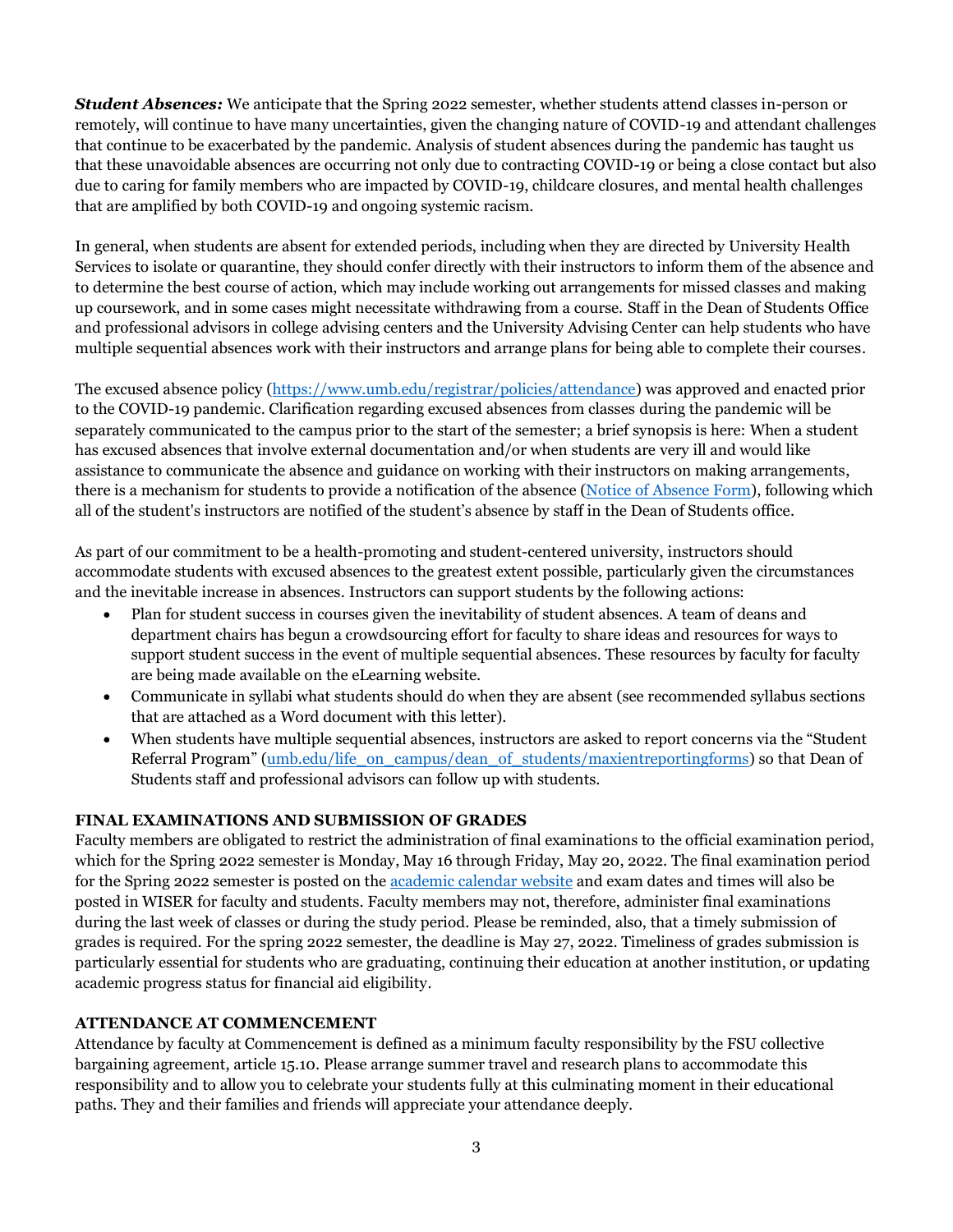***Student Absences:*** We anticipate that the Spring 2022 semester, whether students attend classes in-person or remotely, will continue to have many uncertainties, given the changing nature of COVID-19 and attendant challenges that continue to be exacerbated by the pandemic. Analysis of student absences during the pandemic has taught us that these unavoidable absences are occurring not only due to contracting COVID-19 or being a close contact but also due to caring for family members who are impacted by COVID-19, childcare closures, and mental health challenges that are amplified by both COVID-19 and ongoing systemic racism.

In general, when students are absent for extended periods, including when they are directed by University Health Services to isolate or quarantine, they should confer directly with their instructors to inform them of the absence and to determine the best course of action, which may include working out arrangements for missed classes and making up coursework, and in some cases might necessitate withdrawing from a course. Staff in the Dean of Students Office and professional advisors in college advising centers and the University Advising Center can help students who have multiple sequential absences work with their instructors and arrange plans for being able to complete their courses.

The excused absence policy (https://www.umb.edu/registrar/policies/attendance) was approved and enacted prior to the COVID-19 pandemic. Clarification regarding excused absences from classes during the pandemic will be separately communicated to the campus prior to the start of the semester; a brief synopsis is here: When a student has excused absences that involve external documentation and/or when students are very ill and would like assistance to communicate the absence and guidance on working with their instructors on making arrangements, there is a mechanism for students to provide a notification of the absence (Notice of Absence Form), following which all of the student's instructors are notified of the student's absence by staff in the Dean of Students office.

As part of our commitment to be a health-promoting and student-centered university, instructors should accommodate students with excused absences to the greatest extent possible, particularly given the circumstances and the inevitable increase in absences. Instructors can support students by the following actions:

- Plan for student success in courses given the inevitability of student absences. A team of deans and department chairs has begun a crowdsourcing effort for faculty to share ideas and resources for ways to support student success in the event of multiple sequential absences. These resources by faculty for faculty are being made available on the eLearning website.
- Communicate in syllabi what students should do when they are absent (see recommended syllabus sections that are attached as a Word document with this letter).
- When students have multiple sequential absences, instructors are asked to report concerns via the "Student Referral Program" (umb.edu/life_on_campus/dean_of_students/maxientreportingforms) so that Dean of Students staff and professional advisors can follow up with students.

## FINAL EXAMINATIONS AND SUBMISSION OF GRADES

Faculty members are obligated to restrict the administration of final examinations to the official examination period, which for the Spring 2022 semester is Monday, May 16 through Friday, May 20, 2022. The final examination period for the Spring 2022 semester is posted on the academic calendar website and exam dates and times will also be posted in WISER for faculty and students. Faculty members may not, therefore, administer final examinations during the last week of classes or during the study period. Please be reminded, also, that a timely submission of grades is required. For the spring 2022 semester, the deadline is May 27, 2022. Timeliness of grades submission is particularly essential for students who are graduating, continuing their education at another institution, or updating academic progress status for financial aid eligibility.

## ATTENDANCE AT COMMENCEMENT

Attendance by faculty at Commencement is defined as a minimum faculty responsibility by the FSU collective bargaining agreement, article 15.10. Please arrange summer travel and research plans to accommodate this responsibility and to allow you to celebrate your students fully at this culminating moment in their educational paths. They and their families and friends will appreciate your attendance deeply.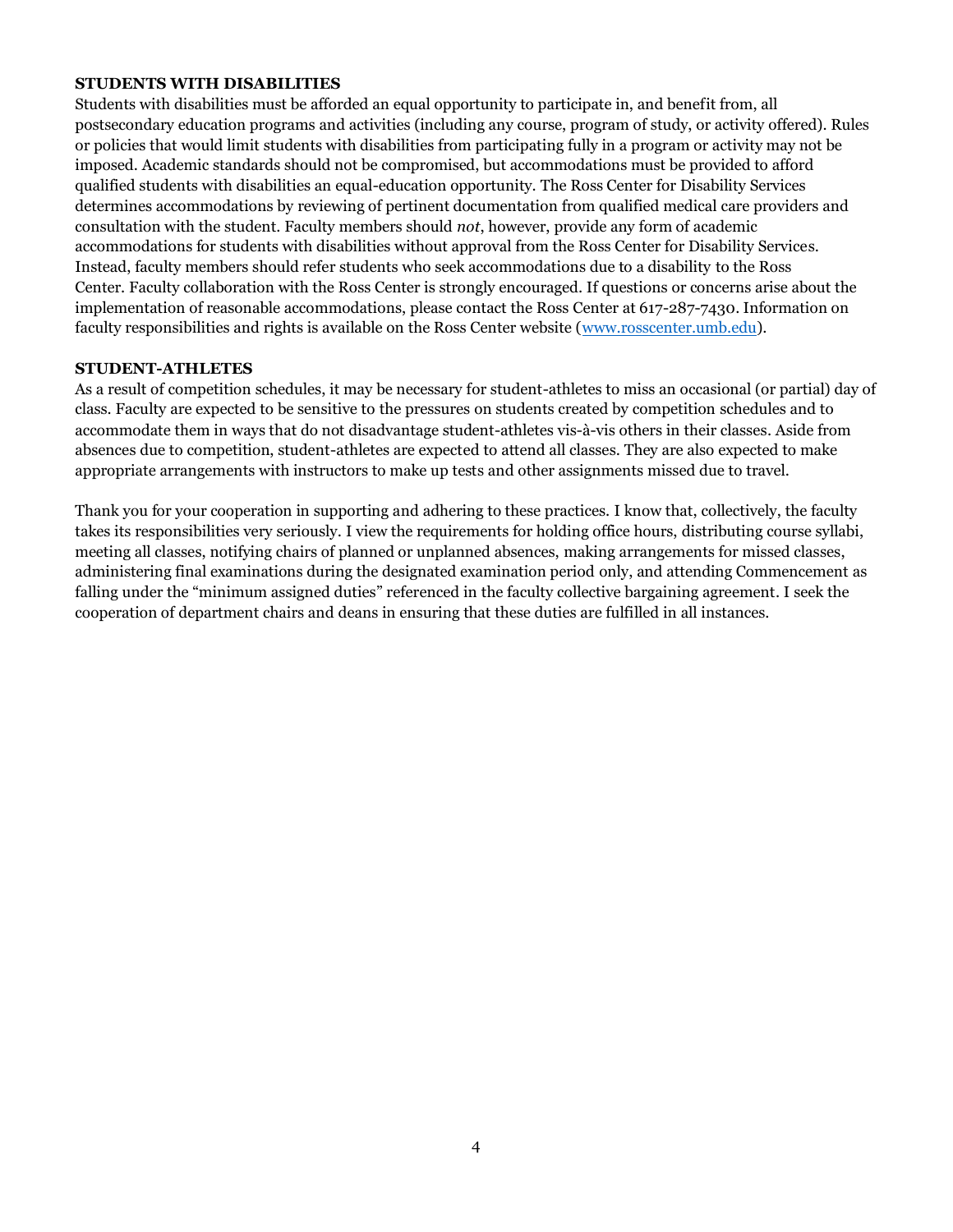**STUDENTS WITH DISABILITIES**

Students with disabilities must be afforded an equal opportunity to participate in, and benefit from, all postsecondary education programs and activities (including any course, program of study, or activity offered). Rules or policies that would limit students with disabilities from participating fully in a program or activity may not be imposed. Academic standards should not be compromised, but accommodations must be provided to afford qualified students with disabilities an equal-education opportunity. The Ross Center for Disability Services determines accommodations by reviewing of pertinent documentation from qualified medical care providers and consultation with the student. Faculty members should *not*, however, provide any form of academic accommodations for students with disabilities without approval from the Ross Center for Disability Services. Instead, faculty members should refer students who seek accommodations due to a disability to the Ross Center. Faculty collaboration with the Ross Center is strongly encouraged. If questions or concerns arise about the implementation of reasonable accommodations, please contact the Ross Center at 617-287-7430. Information on faculty responsibilities and rights is available on the Ross Center website ([www.rosscenter.umb.edu](www.rosscenter.umb.edu)).

**STUDENT-ATHLETES**

As a result of competition schedules, it may be necessary for student-athletes to miss an occasional (or partial) day of class. Faculty are expected to be sensitive to the pressures on students created by competition schedules and to accommodate them in ways that do not disadvantage student-athletes vis-à-vis others in their classes. Aside from absences due to competition, student-athletes are expected to attend all classes. They are also expected to make appropriate arrangements with instructors to make up tests and other assignments missed due to travel.

Thank you for your cooperation in supporting and adhering to these practices. I know that, collectively, the faculty takes its responsibilities very seriously. I view the requirements for holding office hours, distributing course syllabi, meeting all classes, notifying chairs of planned or unplanned absences, making arrangements for missed classes, administering final examinations during the designated examination period only, and attending Commencement as falling under the "minimum assigned duties" referenced in the faculty collective bargaining agreement. I seek the cooperation of department chairs and deans in ensuring that these duties are fulfilled in all instances.